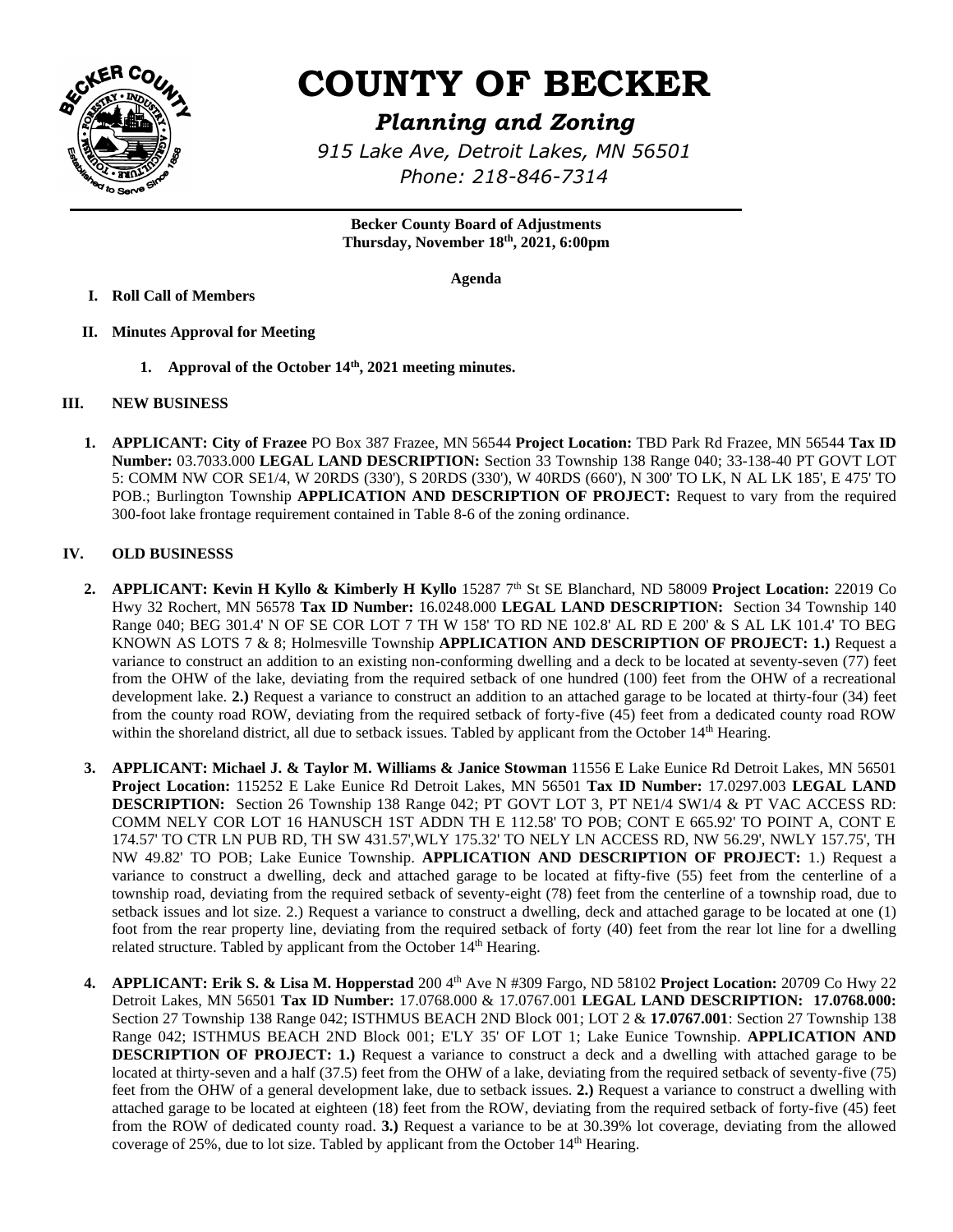# COUNTY OF BECKER

## *Planning and Zoning*

*915 Lake Ave, Detroit Lakes, MN 56501*

*Phone: 218-846-7314*

**Becker County Board of Adjustments**
**Thursday, November 18th, 2021, 6:00pm**

**Agenda**

**I. Roll Call of Members**

**II. Minutes Approval for Meeting**

1. **Approval of the October 14th, 2021 meeting minutes.**

**III. NEW BUSINESS**

1. **APPLICANT: City of Frazee** PO Box 387 Frazee, MN 56544 **Project Location:** TBD Park Rd Frazee, MN 56544 **Tax ID Number:** 03.7033.000 **LEGAL LAND DESCRIPTION:** Section 33 Township 138 Range 040; 33-138-40 PT GOVT LOT 5: COMM NW COR SE1/4, W 20RDS (330'), S 20RDS (330'), W 40RDS (660'), N 300' TO LK, N AL LK 185', E 475' TO POB.; Burlington Township **APPLICATION AND DESCRIPTION OF PROJECT:** Request to vary from the required 300-foot lake frontage requirement contained in Table 8-6 of the zoning ordinance.

**IV. OLD BUSINESSS**

2. **APPLICANT: Kevin H Kyllo & Kimberly H Kyllo** 15287 7th St SE Blanchard, ND 58009 **Project Location:** 22019 Co Hwy 32 Rochert, MN 56578 **Tax ID Number:** 16.0248.000 **LEGAL LAND DESCRIPTION:** Section 34 Township 140 Range 040; BEG 301.4' N OF SE COR LOT 7 TH W 158' TO RD NE 102.8' AL RD E 200' & S AL LK 101.4' TO BEG KNOWN AS LOTS 7 & 8; Holmesville Township **APPLICATION AND DESCRIPTION OF PROJECT: 1.)** Request a variance to construct an addition to an existing non-conforming dwelling and a deck to be located at seventy-seven (77) feet from the OHW of the lake, deviating from the required setback of one hundred (100) feet from the OHW of a recreational development lake. **2.)** Request a variance to construct an addition to an attached garage to be located at thirty-four (34) feet from the county road ROW, deviating from the required setback of forty-five (45) feet from a dedicated county road ROW within the shoreland district, all due to setback issues. Tabled by applicant from the October 14th Hearing.

3. **APPLICANT: Michael J. & Taylor M. Williams & Janice Stowman** 11556 E Lake Eunice Rd Detroit Lakes, MN 56501 **Project Location:** 115252 E Lake Eunice Rd Detroit Lakes, MN 56501 **Tax ID Number:** 17.0297.003 **LEGAL LAND DESCRIPTION:** Section 26 Township 138 Range 042; PT GOVT LOT 3, PT NE1/4 SW1/4 & PT VAC ACCESS RD: COMM NELY COR LOT 16 HANUSCH 1ST ADDN TH E 112.58' TO POB; CONT E 665.92' TO POINT A, CONT E 174.57' TO CTR LN PUB RD, TH SW 431.57',WLY 175.32' TO NELY LN ACCESS RD, NW 56.29', NWLY 157.75', TH NW 49.82' TO POB; Lake Eunice Township. **APPLICATION AND DESCRIPTION OF PROJECT:** 1.) Request a variance to construct a dwelling, deck and attached garage to be located at fifty-five (55) feet from the centerline of a township road, deviating from the required setback of seventy-eight (78) feet from the centerline of a township road, due to setback issues and lot size. 2.) Request a variance to construct a dwelling, deck and attached garage to be located at one (1) foot from the rear property line, deviating from the required setback of forty (40) feet from the rear lot line for a dwelling related structure. Tabled by applicant from the October 14th Hearing.

4. **APPLICANT: Erik S. & Lisa M. Hopperstad** 200 4th Ave N #309 Fargo, ND 58102 **Project Location:** 20709 Co Hwy 22 Detroit Lakes, MN 56501 **Tax ID Number:** 17.0768.000 & 17.0767.001 **LEGAL LAND DESCRIPTION: 17.0768.000:** Section 27 Township 138 Range 042; ISTHMUS BEACH 2ND Block 001; LOT 2 & **17.0767.001**: Section 27 Township 138 Range 042; ISTHMUS BEACH 2ND Block 001; E'LY 35' OF LOT 1; Lake Eunice Township. **APPLICATION AND DESCRIPTION OF PROJECT: 1.)** Request a variance to construct a deck and a dwelling with attached garage to be located at thirty-seven and a half (37.5) feet from the OHW of a lake, deviating from the required setback of seventy-five (75) feet from the OHW of a general development lake, due to setback issues. **2.)** Request a variance to construct a dwelling with attached garage to be located at eighteen (18) feet from the ROW, deviating from the required setback of forty-five (45) feet from the ROW of dedicated county road. **3.)** Request a variance to be at 30.39% lot coverage, deviating from the allowed coverage of 25%, due to lot size. Tabled by applicant from the October 14th Hearing.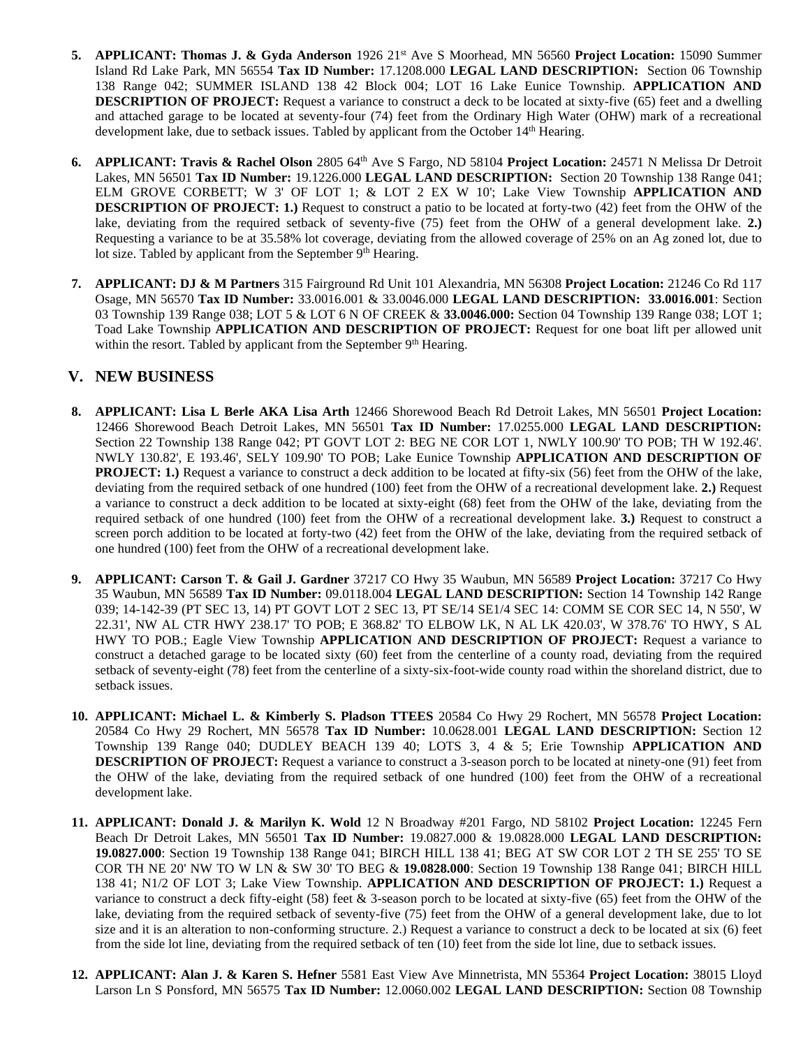5. **APPLICANT: Thomas J. & Gyda Anderson** 1926 21st Ave S Moorhead, MN 56560 **Project Location:** 15090 Summer Island Rd Lake Park, MN 56554 **Tax ID Number:** 17.1208.000 **LEGAL LAND DESCRIPTION:** Section 06 Township 138 Range 042; SUMMER ISLAND 138 42 Block 004; LOT 16 Lake Eunice Township. **APPLICATION AND DESCRIPTION OF PROJECT:** Request a variance to construct a deck to be located at sixty-five (65) feet and a dwelling and attached garage to be located at seventy-four (74) feet from the Ordinary High Water (OHW) mark of a recreational development lake, due to setback issues. Tabled by applicant from the October 14th Hearing.

6. **APPLICANT: Travis & Rachel Olson** 2805 64th Ave S Fargo, ND 58104 **Project Location:** 24571 N Melissa Dr Detroit Lakes, MN 56501 **Tax ID Number:** 19.1226.000 **LEGAL LAND DESCRIPTION:** Section 20 Township 138 Range 041; ELM GROVE CORBETT; W 3' OF LOT 1; & LOT 2 EX W 10'; Lake View Township **APPLICATION AND DESCRIPTION OF PROJECT: 1.)** Request to construct a patio to be located at forty-two (42) feet from the OHW of the lake, deviating from the required setback of seventy-five (75) feet from the OHW of a general development lake. **2.)** Requesting a variance to be at 35.58% lot coverage, deviating from the allowed coverage of 25% on an Ag zoned lot, due to lot size. Tabled by applicant from the September 9th Hearing.

7. **APPLICANT: DJ & M Partners** 315 Fairground Rd Unit 101 Alexandria, MN 56308 **Project Location:** 21246 Co Rd 117 Osage, MN 56570 **Tax ID Number:** 33.0016.001 & 33.0046.000 **LEGAL LAND DESCRIPTION: 33.0016.001**: Section 03 Township 139 Range 038; LOT 5 & LOT 6 N OF CREEK & **33.0046.000:** Section 04 Township 139 Range 038; LOT 1; Toad Lake Township **APPLICATION AND DESCRIPTION OF PROJECT:** Request for one boat lift per allowed unit within the resort. Tabled by applicant from the September 9th Hearing.

## V. NEW BUSINESS

8. **APPLICANT: Lisa L Berle AKA Lisa Arth** 12466 Shorewood Beach Rd Detroit Lakes, MN 56501 **Project Location:** 12466 Shorewood Beach Detroit Lakes, MN 56501 **Tax ID Number:** 17.0255.000 **LEGAL LAND DESCRIPTION:** Section 22 Township 138 Range 042; PT GOVT LOT 2: BEG NE COR LOT 1, NWLY 100.90' TO POB; TH W 192.46'. NWLY 130.82', E 193.46', SELY 109.90' TO POB; Lake Eunice Township **APPLICATION AND DESCRIPTION OF PROJECT: 1.)** Request a variance to construct a deck addition to be located at fifty-six (56) feet from the OHW of the lake, deviating from the required setback of one hundred (100) feet from the OHW of a recreational development lake. **2.)** Request a variance to construct a deck addition to be located at sixty-eight (68) feet from the OHW of the lake, deviating from the required setback of one hundred (100) feet from the OHW of a recreational development lake. **3.)** Request to construct a screen porch addition to be located at forty-two (42) feet from the OHW of the lake, deviating from the required setback of one hundred (100) feet from the OHW of a recreational development lake.

9. **APPLICANT: Carson T. & Gail J. Gardner** 37217 CO Hwy 35 Waubun, MN 56589 **Project Location:** 37217 Co Hwy 35 Waubun, MN 56589 **Tax ID Number:** 09.0118.004 **LEGAL LAND DESCRIPTION:** Section 14 Township 142 Range 039; 14-142-39 (PT SEC 13, 14) PT GOVT LOT 2 SEC 13, PT SE/14 SE1/4 SEC 14: COMM SE COR SEC 14, N 550', W 22.31', NW AL CTR HWY 238.17' TO POB; E 368.82' TO ELBOW LK, N AL LK 420.03', W 378.76' TO HWY, S AL HWY TO POB.; Eagle View Township **APPLICATION AND DESCRIPTION OF PROJECT:** Request a variance to construct a detached garage to be located sixty (60) feet from the centerline of a county road, deviating from the required setback of seventy-eight (78) feet from the centerline of a sixty-six-foot-wide county road within the shoreland district, due to setback issues.

10. **APPLICANT: Michael L. & Kimberly S. Pladson TTEES** 20584 Co Hwy 29 Rochert, MN 56578 **Project Location:** 20584 Co Hwy 29 Rochert, MN 56578 **Tax ID Number:** 10.0628.001 **LEGAL LAND DESCRIPTION:** Section 12 Township 139 Range 040; DUDLEY BEACH 139 40; LOTS 3, 4 & 5; Erie Township **APPLICATION AND DESCRIPTION OF PROJECT:** Request a variance to construct a 3-season porch to be located at ninety-one (91) feet from the OHW of the lake, deviating from the required setback of one hundred (100) feet from the OHW of a recreational development lake.

11. **APPLICANT: Donald J. & Marilyn K. Wold** 12 N Broadway #201 Fargo, ND 58102 **Project Location:** 12245 Fern Beach Dr Detroit Lakes, MN 56501 **Tax ID Number:** 19.0827.000 & 19.0828.000 **LEGAL LAND DESCRIPTION: 19.0827.000**: Section 19 Township 138 Range 041; BIRCH HILL 138 41; BEG AT SW COR LOT 2 TH SE 255' TO SE COR TH NE 20' NW TO W LN & SW 30' TO BEG & **19.0828.000**: Section 19 Township 138 Range 041; BIRCH HILL 138 41; N1/2 OF LOT 3; Lake View Township. **APPLICATION AND DESCRIPTION OF PROJECT: 1.)** Request a variance to construct a deck fifty-eight (58) feet & 3-season porch to be located at sixty-five (65) feet from the OHW of the lake, deviating from the required setback of seventy-five (75) feet from the OHW of a general development lake, due to lot size and it is an alteration to non-conforming structure. 2.) Request a variance to construct a deck to be located at six (6) feet from the side lot line, deviating from the required setback of ten (10) feet from the side lot line, due to setback issues.

12. **APPLICANT: Alan J. & Karen S. Hefner** 5581 East View Ave Minnetrista, MN 55364 **Project Location:** 38015 Lloyd Larson Ln S Ponsford, MN 56575 **Tax ID Number:** 12.0060.002 **LEGAL LAND DESCRIPTION:** Section 08 Township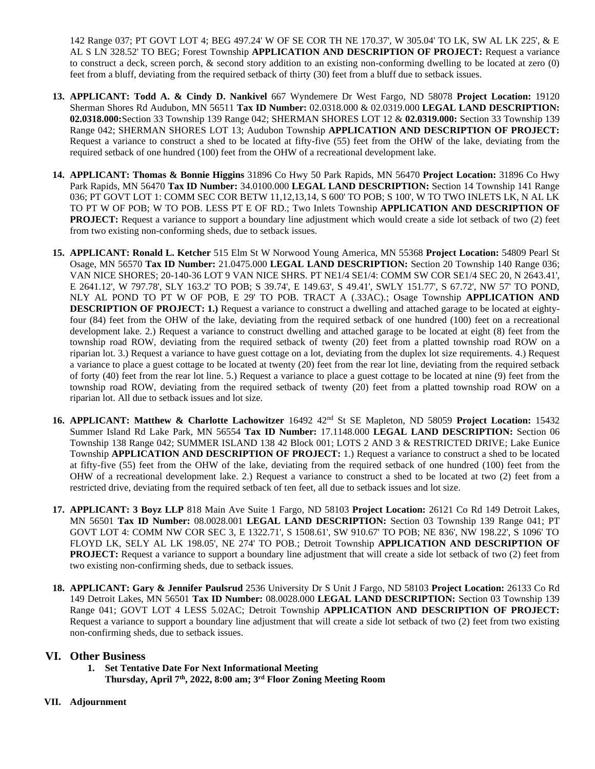142 Range 037; PT GOVT LOT 4; BEG 497.24' W OF SE COR TH NE 170.37', W 305.04' TO LK, SW AL LK 225', & E AL S LN 328.52' TO BEG; Forest Township **APPLICATION AND DESCRIPTION OF PROJECT:** Request a variance to construct a deck, screen porch, & second story addition to an existing non-conforming dwelling to be located at zero (0) feet from a bluff, deviating from the required setback of thirty (30) feet from a bluff due to setback issues.

13. **APPLICANT: Todd A. & Cindy D. Nankivel** 667 Wyndemere Dr West Fargo, ND 58078 **Project Location:** 19120 Sherman Shores Rd Audubon, MN 56511 **Tax ID Number:** 02.0318.000 & 02.0319.000 **LEGAL LAND DESCRIPTION: 02.0318.000:**Section 33 Township 139 Range 042; SHERMAN SHORES LOT 12 & **02.0319.000:** Section 33 Township 139 Range 042; SHERMAN SHORES LOT 13; Audubon Township **APPLICATION AND DESCRIPTION OF PROJECT:** Request a variance to construct a shed to be located at fifty-five (55) feet from the OHW of the lake, deviating from the required setback of one hundred (100) feet from the OHW of a recreational development lake.

14. **APPLICANT: Thomas & Bonnie Higgins** 31896 Co Hwy 50 Park Rapids, MN 56470 **Project Location:** 31896 Co Hwy Park Rapids, MN 56470 **Tax ID Number:** 34.0100.000 **LEGAL LAND DESCRIPTION:** Section 14 Township 141 Range 036; PT GOVT LOT 1: COMM SEC COR BETW 11,12,13,14, S 600' TO POB; S 100', W TO TWO INLETS LK, N AL LK TO PT W OF POB; W TO POB. LESS PT E OF RD.; Two Inlets Township **APPLICATION AND DESCRIPTION OF PROJECT:** Request a variance to support a boundary line adjustment which would create a side lot setback of two (2) feet from two existing non-conforming sheds, due to setback issues.

15. **APPLICANT: Ronald L. Ketcher** 515 Elm St W Norwood Young America, MN 55368 **Project Location:** 54809 Pearl St Osage, MN 56570 **Tax ID Number:** 21.0475.000 **LEGAL LAND DESCRIPTION:** Section 20 Township 140 Range 036; VAN NICE SHORES; 20-140-36 LOT 9 VAN NICE SHRS. PT NE1/4 SE1/4: COMM SW COR SE1/4 SEC 20, N 2643.41', E 2641.12', W 797.78', SLY 163.2' TO POB; S 39.74', E 149.63', S 49.41', SWLY 151.77', S 67.72', NW 57' TO POND, NLY AL POND TO PT W OF POB, E 29' TO POB. TRACT A (.33AC).; Osage Township **APPLICATION AND DESCRIPTION OF PROJECT: 1.)** Request a variance to construct a dwelling and attached garage to be located at eighty-four (84) feet from the OHW of the lake, deviating from the required setback of one hundred (100) feet on a recreational development lake. 2.) Request a variance to construct dwelling and attached garage to be located at eight (8) feet from the township road ROW, deviating from the required setback of twenty (20) feet from a platted township road ROW on a riparian lot. 3.) Request a variance to have guest cottage on a lot, deviating from the duplex lot size requirements. 4.) Request a variance to place a guest cottage to be located at twenty (20) feet from the rear lot line, deviating from the required setback of forty (40) feet from the rear lot line. 5.) Request a variance to place a guest cottage to be located at nine (9) feet from the township road ROW, deviating from the required setback of twenty (20) feet from a platted township road ROW on a riparian lot. All due to setback issues and lot size.

16. **APPLICANT: Matthew & Charlotte Lachowitzer** 16492 42nd St SE Mapleton, ND 58059 **Project Location:** 15432 Summer Island Rd Lake Park, MN 56554 **Tax ID Number:** 17.1148.000 **LEGAL LAND DESCRIPTION:** Section 06 Township 138 Range 042; SUMMER ISLAND 138 42 Block 001; LOTS 2 AND 3 & RESTRICTED DRIVE; Lake Eunice Township **APPLICATION AND DESCRIPTION OF PROJECT:** 1.) Request a variance to construct a shed to be located at fifty-five (55) feet from the OHW of the lake, deviating from the required setback of one hundred (100) feet from the OHW of a recreational development lake. 2.) Request a variance to construct a shed to be located at two (2) feet from a restricted drive, deviating from the required setback of ten feet, all due to setback issues and lot size.

17. **APPLICANT: 3 Boyz LLP** 818 Main Ave Suite 1 Fargo, ND 58103 **Project Location:** 26121 Co Rd 149 Detroit Lakes, MN 56501 **Tax ID Number:** 08.0028.001 **LEGAL LAND DESCRIPTION:** Section 03 Township 139 Range 041; PT GOVT LOT 4: COMM NW COR SEC 3, E 1322.71', S 1508.61', SW 910.67' TO POB; NE 836', NW 198.22', S 1096' TO FLOYD LK, SELY AL LK 198.05', NE 274' TO POB.; Detroit Township **APPLICATION AND DESCRIPTION OF PROJECT:** Request a variance to support a boundary line adjustment that will create a side lot setback of two (2) feet from two existing non-confirming sheds, due to setback issues.

18. **APPLICANT: Gary & Jennifer Paulsrud** 2536 University Dr S Unit J Fargo, ND 58103 **Project Location:** 26133 Co Rd 149 Detroit Lakes, MN 56501 **Tax ID Number:** 08.0028.000 **LEGAL LAND DESCRIPTION:** Section 03 Township 139 Range 041; GOVT LOT 4 LESS 5.02AC; Detroit Township **APPLICATION AND DESCRIPTION OF PROJECT:** Request a variance to support a boundary line adjustment that will create a side lot setback of two (2) feet from two existing non-confirming sheds, due to setback issues.

## VI. Other Business

1. **Set Tentative Date For Next Informational Meeting**
   **Thursday, April 7th, 2022, 8:00 am; 3rd Floor Zoning Meeting Room**

## VII. Adjournment